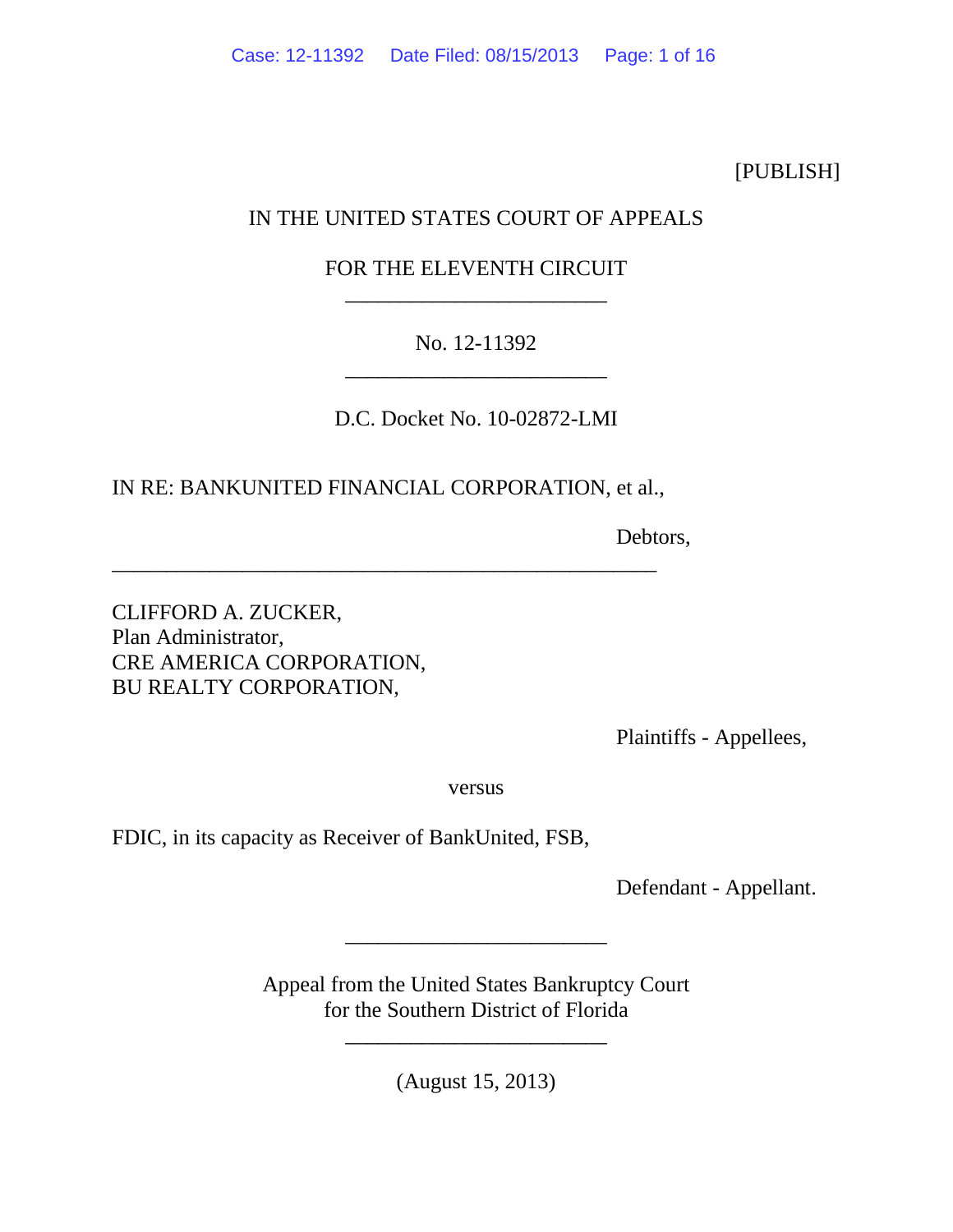[PUBLISH]

IN THE UNITED STATES COURT OF APPEALS

FOR THE ELEVENTH CIRCUIT

---

No. 12-11392

---

D.C. Docket No. 10-02872-LMI

IN RE: BANKUNITED FINANCIAL CORPORATION, et al.,

Debtors,

---

CLIFFORD A. ZUCKER,
Plan Administrator,
CRE AMERICA CORPORATION,
BU REALTY CORPORATION,

Plaintiffs - Appellees,

versus

FDIC, in its capacity as Receiver of BankUnited, FSB,

Defendant - Appellant.

---

Appeal from the United States Bankruptcy Court
for the Southern District of Florida

---

(August 15, 2013)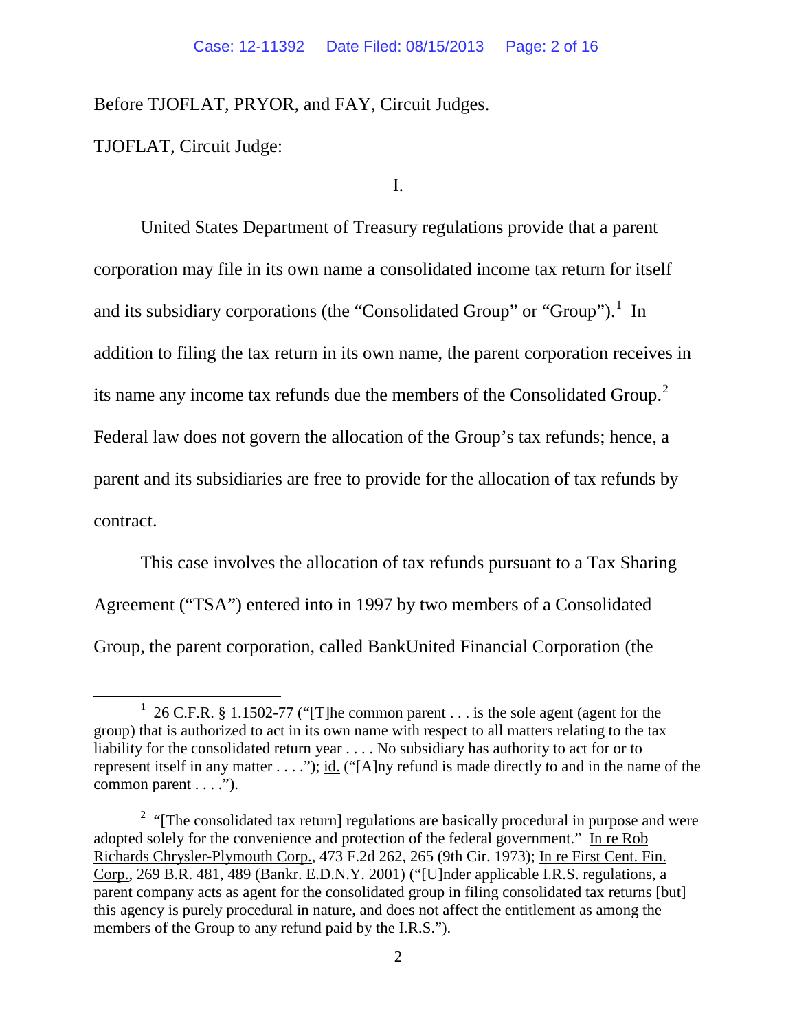Before TJOFLAT, PRYOR, and FAY, Circuit Judges.

TJOFLAT, Circuit Judge:

I.

United States Department of Treasury regulations provide that a parent corporation may file in its own name a consolidated income tax return for itself and its subsidiary corporations (the "Consolidated Group" or "Group").[1] In addition to filing the tax return in its own name, the parent corporation receives in its name any income tax refunds due the members of the Consolidated Group.[2] Federal law does not govern the allocation of the Group's tax refunds; hence, a parent and its subsidiaries are free to provide for the allocation of tax refunds by contract.

This case involves the allocation of tax refunds pursuant to a Tax Sharing Agreement ("TSA") entered into in 1997 by two members of a Consolidated Group, the parent corporation, called BankUnited Financial Corporation (the

---

[1] 26 C.F.R. § 1.1502-77 ("[T]he common parent . . . is the sole agent (agent for the group) that is authorized to act in its own name with respect to all matters relating to the tax liability for the consolidated return year . . . . No subsidiary has authority to act for or to represent itself in any matter . . . ."); id. ("[A]ny refund is made directly to and in the name of the common parent . . . .").

[2] "[The consolidated tax return] regulations are basically procedural in purpose and were adopted solely for the convenience and protection of the federal government." In re Rob Richards Chrysler-Plymouth Corp., 473 F.2d 262, 265 (9th Cir. 1973); In re First Cent. Fin. Corp., 269 B.R. 481, 489 (Bankr. E.D.N.Y. 2001) ("[U]nder applicable I.R.S. regulations, a parent company acts as agent for the consolidated group in filing consolidated tax returns [but] this agency is purely procedural in nature, and does not affect the entitlement as among the members of the Group to any refund paid by the I.R.S.").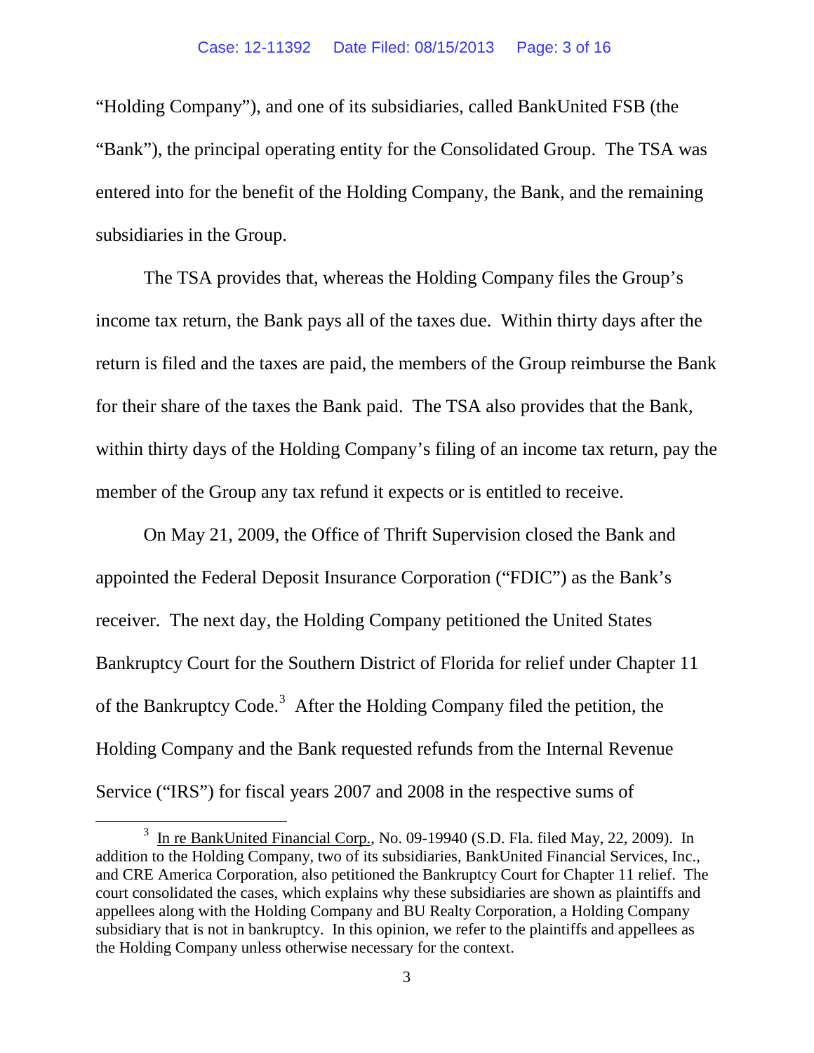"Holding Company"), and one of its subsidiaries, called BankUnited FSB (the "Bank"), the principal operating entity for the Consolidated Group. The TSA was entered into for the benefit of the Holding Company, the Bank, and the remaining subsidiaries in the Group.

The TSA provides that, whereas the Holding Company files the Group's income tax return, the Bank pays all of the taxes due. Within thirty days after the return is filed and the taxes are paid, the members of the Group reimburse the Bank for their share of the taxes the Bank paid. The TSA also provides that the Bank, within thirty days of the Holding Company's filing of an income tax return, pay the member of the Group any tax refund it expects or is entitled to receive.

On May 21, 2009, the Office of Thrift Supervision closed the Bank and appointed the Federal Deposit Insurance Corporation ("FDIC") as the Bank's receiver. The next day, the Holding Company petitioned the United States Bankruptcy Court for the Southern District of Florida for relief under Chapter 11 of the Bankruptcy Code.[3] After the Holding Company filed the petition, the Holding Company and the Bank requested refunds from the Internal Revenue Service ("IRS") for fiscal years 2007 and 2008 in the respective sums of

---

[3] In re BankUnited Financial Corp., No. 09-19940 (S.D. Fla. filed May, 22, 2009). In addition to the Holding Company, two of its subsidiaries, BankUnited Financial Services, Inc., and CRE America Corporation, also petitioned the Bankruptcy Court for Chapter 11 relief. The court consolidated the cases, which explains why these subsidiaries are shown as plaintiffs and appellees along with the Holding Company and BU Realty Corporation, a Holding Company subsidiary that is not in bankruptcy. In this opinion, we refer to the plaintiffs and appellees as the Holding Company unless otherwise necessary for the context.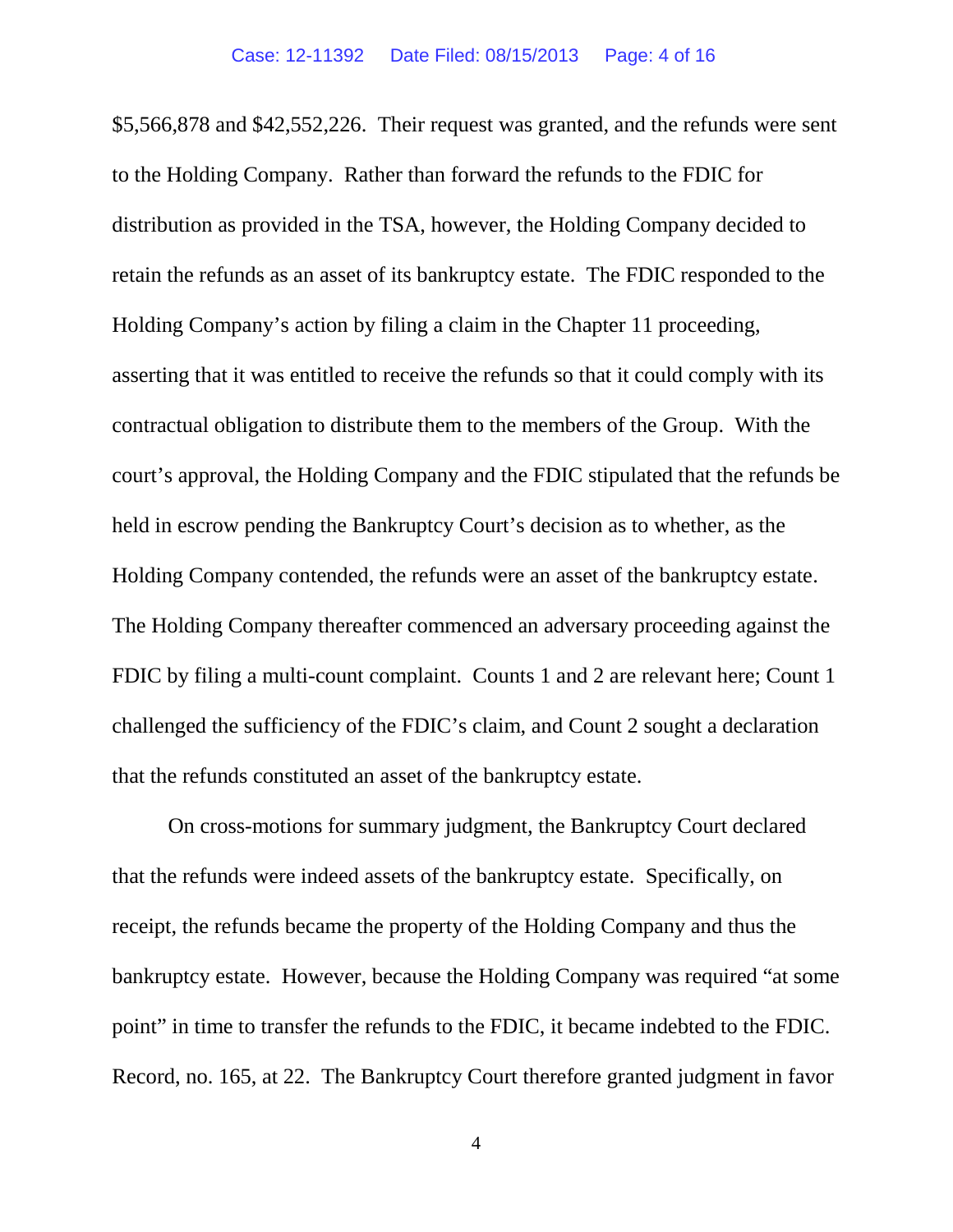$5,566,878 and $42,552,226. Their request was granted, and the refunds were sent to the Holding Company. Rather than forward the refunds to the FDIC for distribution as provided in the TSA, however, the Holding Company decided to retain the refunds as an asset of its bankruptcy estate. The FDIC responded to the Holding Company's action by filing a claim in the Chapter 11 proceeding, asserting that it was entitled to receive the refunds so that it could comply with its contractual obligation to distribute them to the members of the Group. With the court's approval, the Holding Company and the FDIC stipulated that the refunds be held in escrow pending the Bankruptcy Court's decision as to whether, as the Holding Company contended, the refunds were an asset of the bankruptcy estate. The Holding Company thereafter commenced an adversary proceeding against the FDIC by filing a multi-count complaint. Counts 1 and 2 are relevant here; Count 1 challenged the sufficiency of the FDIC's claim, and Count 2 sought a declaration that the refunds constituted an asset of the bankruptcy estate.

On cross-motions for summary judgment, the Bankruptcy Court declared that the refunds were indeed assets of the bankruptcy estate. Specifically, on receipt, the refunds became the property of the Holding Company and thus the bankruptcy estate. However, because the Holding Company was required "at some point" in time to transfer the refunds to the FDIC, it became indebted to the FDIC. Record, no. 165, at 22. The Bankruptcy Court therefore granted judgment in favor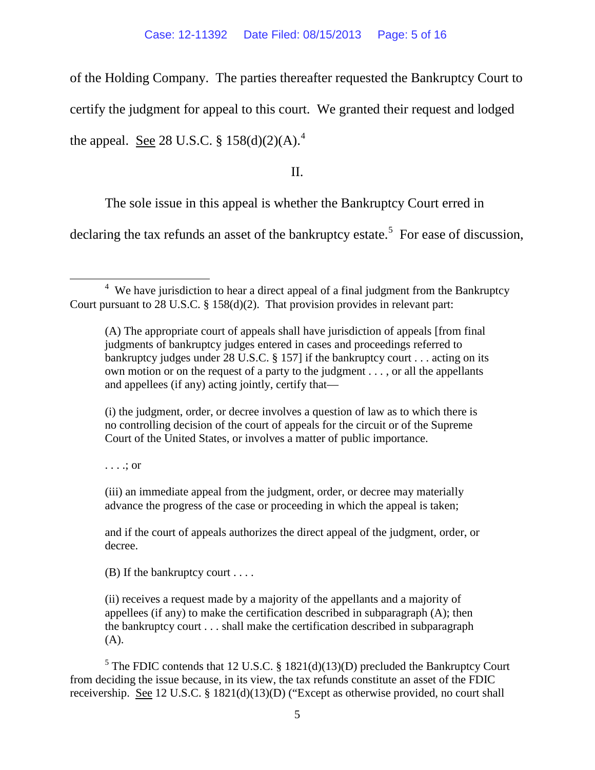of the Holding Company. The parties thereafter requested the Bankruptcy Court to certify the judgment for appeal to this court. We granted their request and lodged the appeal. See 28 U.S.C. § 158(d)(2)(A).[4]

II.

The sole issue in this appeal is whether the Bankruptcy Court erred in declaring the tax refunds an asset of the bankruptcy estate.[5] For ease of discussion,

---

[4] We have jurisdiction to hear a direct appeal of a final judgment from the Bankruptcy Court pursuant to 28 U.S.C. § 158(d)(2). That provision provides in relevant part:

> (A) The appropriate court of appeals shall have jurisdiction of appeals [from final judgments of bankruptcy judges entered in cases and proceedings referred to bankruptcy judges under 28 U.S.C. § 157] if the bankruptcy court . . . acting on its own motion or on the request of a party to the judgment . . . , or all the appellants and appellees (if any) acting jointly, certify that—
>
> (i) the judgment, order, or decree involves a question of law as to which there is no controlling decision of the court of appeals for the circuit or of the Supreme Court of the United States, or involves a matter of public importance.
>
> . . . .; or
>
> (iii) an immediate appeal from the judgment, order, or decree may materially advance the progress of the case or proceeding in which the appeal is taken;
>
> and if the court of appeals authorizes the direct appeal of the judgment, order, or decree.
>
> (B) If the bankruptcy court . . . .
>
> (ii) receives a request made by a majority of the appellants and a majority of appellees (if any) to make the certification described in subparagraph (A); then the bankruptcy court . . . shall make the certification described in subparagraph (A).

[5] The FDIC contends that 12 U.S.C. § 1821(d)(13)(D) precluded the Bankruptcy Court from deciding the issue because, in its view, the tax refunds constitute an asset of the FDIC receivership. See 12 U.S.C. § 1821(d)(13)(D) ("Except as otherwise provided, no court shall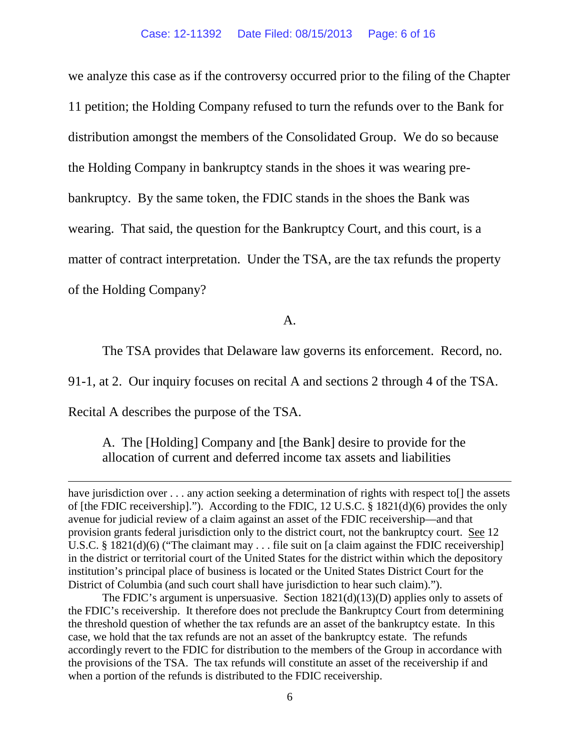we analyze this case as if the controversy occurred prior to the filing of the Chapter 11 petition; the Holding Company refused to turn the refunds over to the Bank for distribution amongst the members of the Consolidated Group. We do so because the Holding Company in bankruptcy stands in the shoes it was wearing pre-bankruptcy. By the same token, the FDIC stands in the shoes the Bank was wearing. That said, the question for the Bankruptcy Court, and this court, is a matter of contract interpretation. Under the TSA, are the tax refunds the property of the Holding Company?

A.

The TSA provides that Delaware law governs its enforcement. Record, no. 91-1, at 2. Our inquiry focuses on recital A and sections 2 through 4 of the TSA. Recital A describes the purpose of the TSA.

> A. The [Holding] Company and [the Bank] desire to provide for the allocation of current and deferred income tax assets and liabilities

---

have jurisdiction over . . . any action seeking a determination of rights with respect to[] the assets of [the FDIC receivership]."). According to the FDIC, 12 U.S.C. § 1821(d)(6) provides the only avenue for judicial review of a claim against an asset of the FDIC receivership—and that provision grants federal jurisdiction only to the district court, not the bankruptcy court. See 12 U.S.C. § 1821(d)(6) ("The claimant may . . . file suit on [a claim against the FDIC receivership] in the district or territorial court of the United States for the district within which the depository institution's principal place of business is located or the United States District Court for the District of Columbia (and such court shall have jurisdiction to hear such claim).").

The FDIC's argument is unpersuasive. Section 1821(d)(13)(D) applies only to assets of the FDIC's receivership. It therefore does not preclude the Bankruptcy Court from determining the threshold question of whether the tax refunds are an asset of the bankruptcy estate. In this case, we hold that the tax refunds are not an asset of the bankruptcy estate. The refunds accordingly revert to the FDIC for distribution to the members of the Group in accordance with the provisions of the TSA. The tax refunds will constitute an asset of the receivership if and when a portion of the refunds is distributed to the FDIC receivership.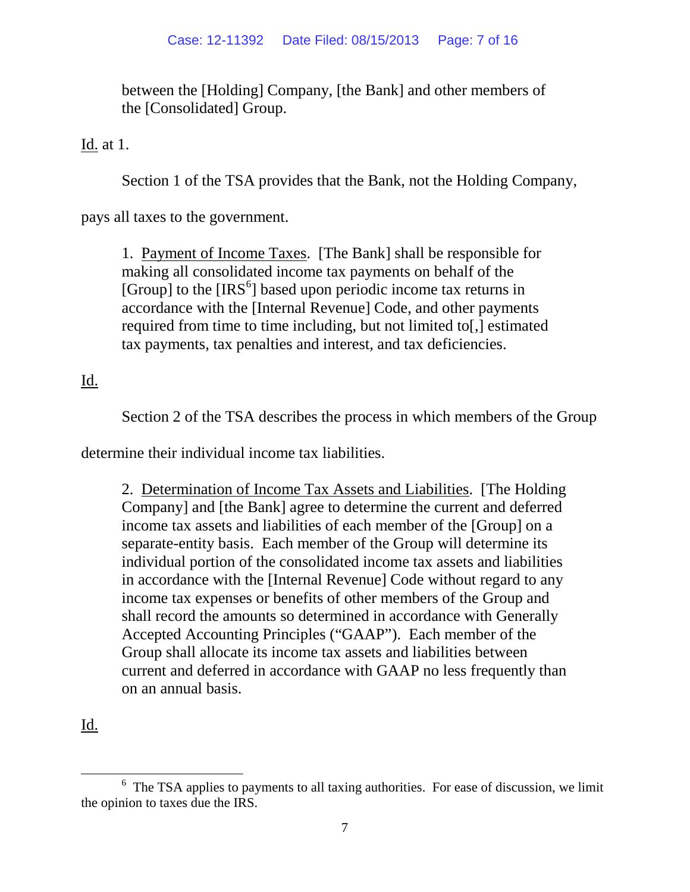> between the [Holding] Company, [the Bank] and other members of the [Consolidated] Group.

Id. at 1.

Section 1 of the TSA provides that the Bank, not the Holding Company, pays all taxes to the government.

> 1. Payment of Income Taxes. [The Bank] shall be responsible for making all consolidated income tax payments on behalf of the [Group] to the [IRS[6]] based upon periodic income tax returns in accordance with the [Internal Revenue] Code, and other payments required from time to time including, but not limited to[,] estimated tax payments, tax penalties and interest, and tax deficiencies.

Id.

Section 2 of the TSA describes the process in which members of the Group determine their individual income tax liabilities.

> 2. Determination of Income Tax Assets and Liabilities. [The Holding Company] and [the Bank] agree to determine the current and deferred income tax assets and liabilities of each member of the [Group] on a separate-entity basis. Each member of the Group will determine its individual portion of the consolidated income tax assets and liabilities in accordance with the [Internal Revenue] Code without regard to any income tax expenses or benefits of other members of the Group and shall record the amounts so determined in accordance with Generally Accepted Accounting Principles ("GAAP"). Each member of the Group shall allocate its income tax assets and liabilities between current and deferred in accordance with GAAP no less frequently than on an annual basis.

Id.

[6] The TSA applies to payments to all taxing authorities. For ease of discussion, we limit the opinion to taxes due the IRS.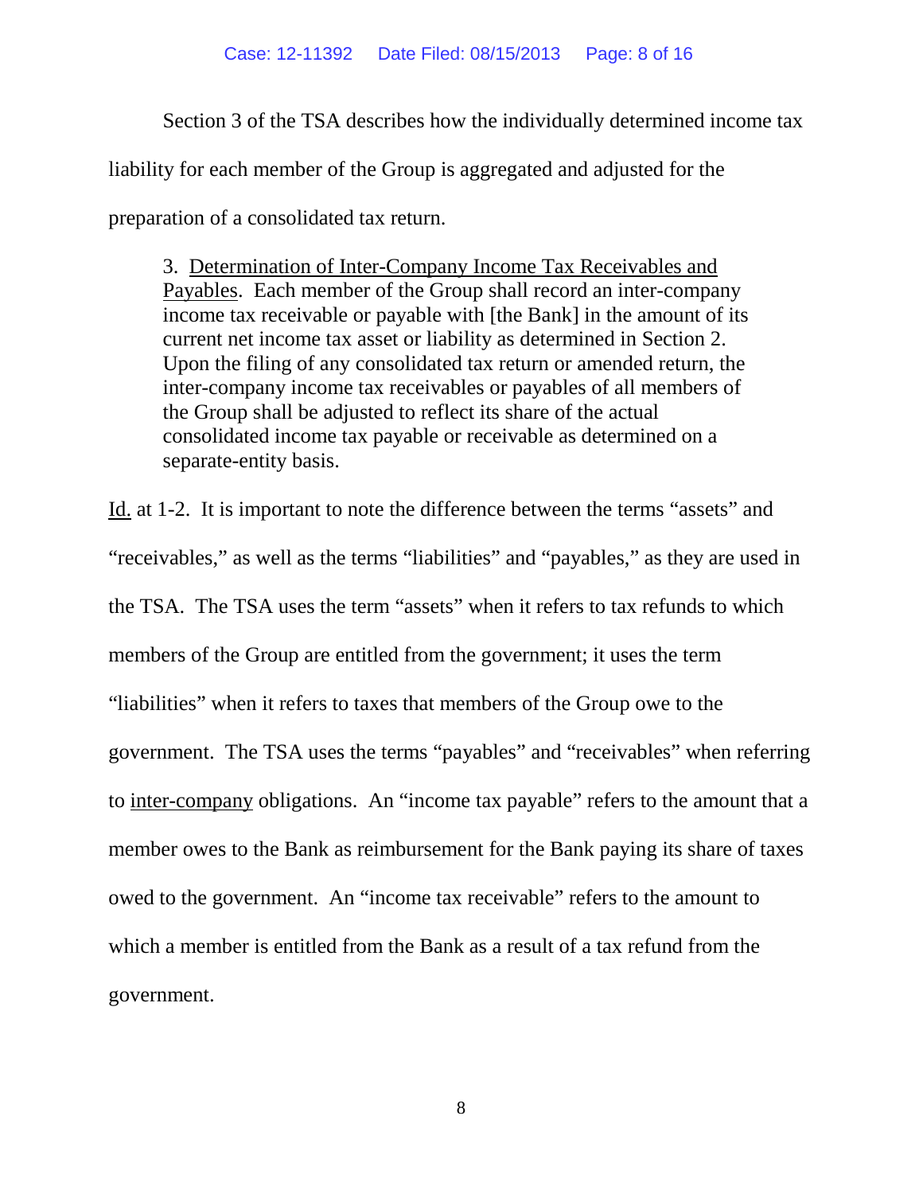Section 3 of the TSA describes how the individually determined income tax liability for each member of the Group is aggregated and adjusted for the preparation of a consolidated tax return.

> 3. <u>Determination of Inter-Company Income Tax Receivables and Payables</u>. Each member of the Group shall record an inter-company income tax receivable or payable with [the Bank] in the amount of its current net income tax asset or liability as determined in Section 2. Upon the filing of any consolidated tax return or amended return, the inter-company income tax receivables or payables of all members of the Group shall be adjusted to reflect its share of the actual consolidated income tax payable or receivable as determined on a separate-entity basis.

<u>Id.</u> at 1-2. It is important to note the difference between the terms "assets" and "receivables," as well as the terms "liabilities" and "payables," as they are used in the TSA. The TSA uses the term "assets" when it refers to tax refunds to which members of the Group are entitled from the government; it uses the term "liabilities" when it refers to taxes that members of the Group owe to the government. The TSA uses the terms "payables" and "receivables" when referring to <u>inter-company</u> obligations. An "income tax payable" refers to the amount that a member owes to the Bank as reimbursement for the Bank paying its share of taxes owed to the government. An "income tax receivable" refers to the amount to which a member is entitled from the Bank as a result of a tax refund from the government.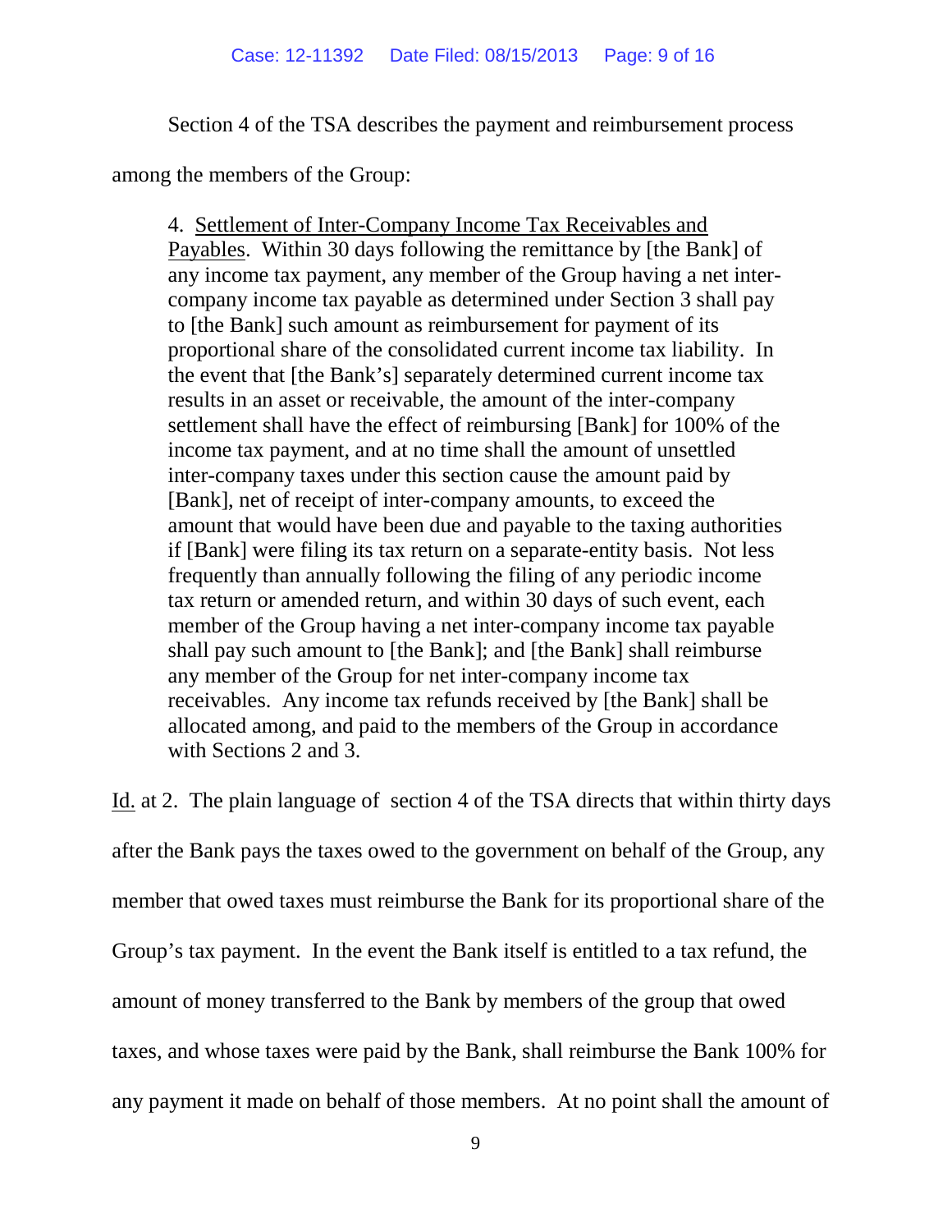Section 4 of the TSA describes the payment and reimbursement process among the members of the Group:

> 4. <u>Settlement of Inter-Company Income Tax Receivables and Payables</u>. Within 30 days following the remittance by [the Bank] of any income tax payment, any member of the Group having a net inter-company income tax payable as determined under Section 3 shall pay to [the Bank] such amount as reimbursement for payment of its proportional share of the consolidated current income tax liability. In the event that [the Bank's] separately determined current income tax results in an asset or receivable, the amount of the inter-company settlement shall have the effect of reimbursing [Bank] for 100% of the income tax payment, and at no time shall the amount of unsettled inter-company taxes under this section cause the amount paid by [Bank], net of receipt of inter-company amounts, to exceed the amount that would have been due and payable to the taxing authorities if [Bank] were filing its tax return on a separate-entity basis. Not less frequently than annually following the filing of any periodic income tax return or amended return, and within 30 days of such event, each member of the Group having a net inter-company income tax payable shall pay such amount to [the Bank]; and [the Bank] shall reimburse any member of the Group for net inter-company income tax receivables. Any income tax refunds received by [the Bank] shall be allocated among, and paid to the members of the Group in accordance with Sections 2 and 3.

<u>Id.</u> at 2. The plain language of section 4 of the TSA directs that within thirty days after the Bank pays the taxes owed to the government on behalf of the Group, any member that owed taxes must reimburse the Bank for its proportional share of the Group's tax payment. In the event the Bank itself is entitled to a tax refund, the amount of money transferred to the Bank by members of the group that owed taxes, and whose taxes were paid by the Bank, shall reimburse the Bank 100% for any payment it made on behalf of those members. At no point shall the amount of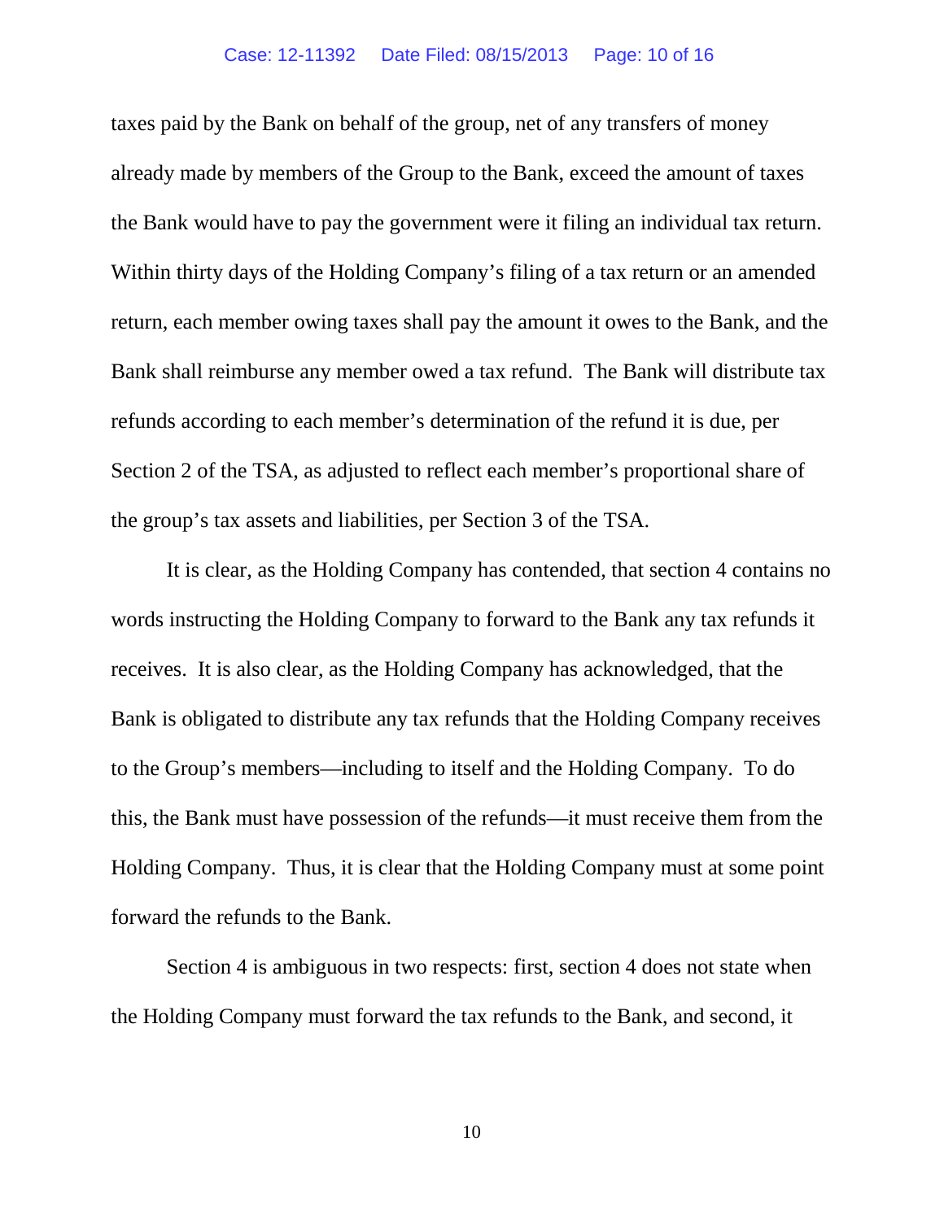taxes paid by the Bank on behalf of the group, net of any transfers of money already made by members of the Group to the Bank, exceed the amount of taxes the Bank would have to pay the government were it filing an individual tax return. Within thirty days of the Holding Company's filing of a tax return or an amended return, each member owing taxes shall pay the amount it owes to the Bank, and the Bank shall reimburse any member owed a tax refund. The Bank will distribute tax refunds according to each member's determination of the refund it is due, per Section 2 of the TSA, as adjusted to reflect each member's proportional share of the group's tax assets and liabilities, per Section 3 of the TSA.

It is clear, as the Holding Company has contended, that section 4 contains no words instructing the Holding Company to forward to the Bank any tax refunds it receives. It is also clear, as the Holding Company has acknowledged, that the Bank is obligated to distribute any tax refunds that the Holding Company receives to the Group's members—including to itself and the Holding Company. To do this, the Bank must have possession of the refunds—it must receive them from the Holding Company. Thus, it is clear that the Holding Company must at some point forward the refunds to the Bank.

Section 4 is ambiguous in two respects: first, section 4 does not state when the Holding Company must forward the tax refunds to the Bank, and second, it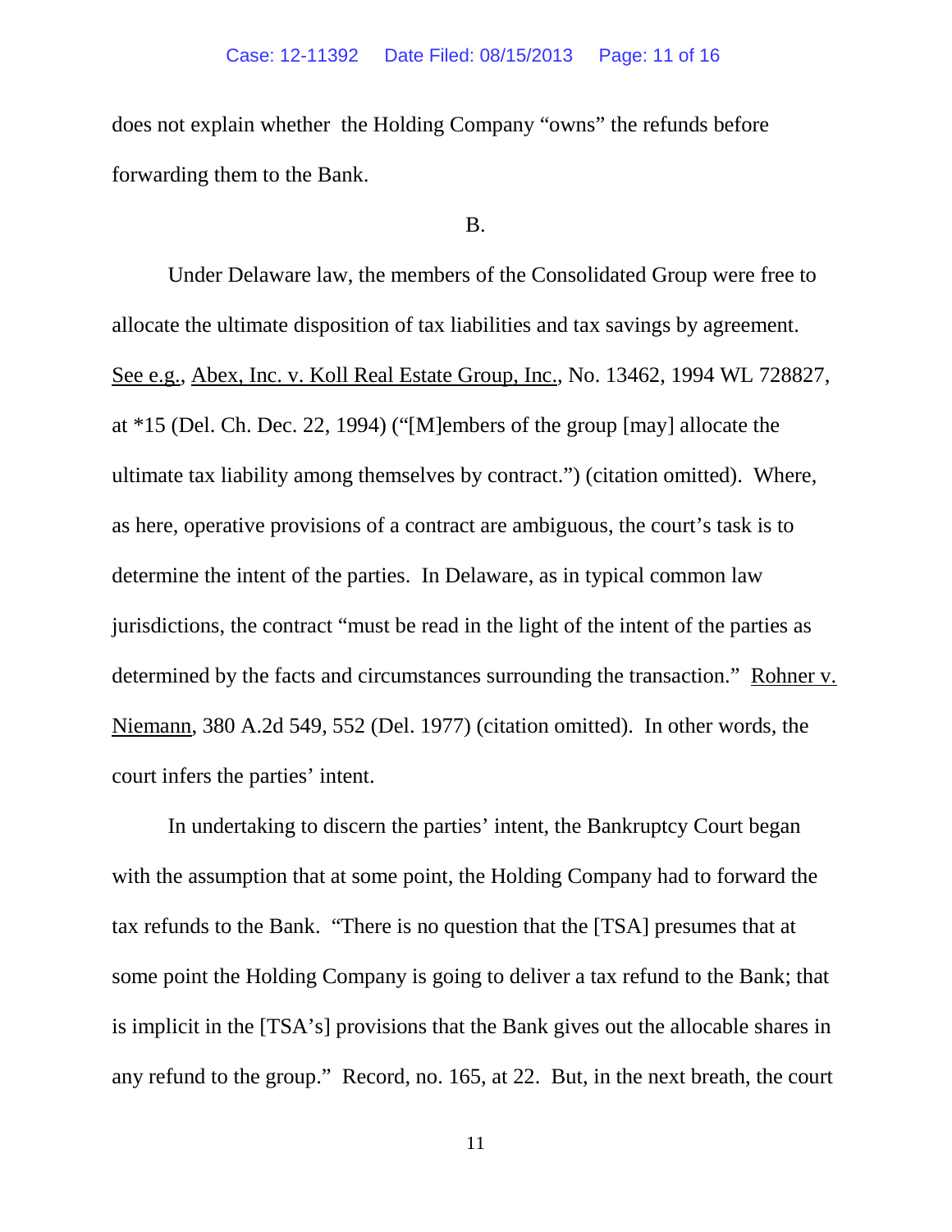does not explain whether the Holding Company "owns" the refunds before forwarding them to the Bank.

B.

Under Delaware law, the members of the Consolidated Group were free to allocate the ultimate disposition of tax liabilities and tax savings by agreement. See e.g., Abex, Inc. v. Koll Real Estate Group, Inc., No. 13462, 1994 WL 728827, at *15 (Del. Ch. Dec. 22, 1994) ("[M]embers of the group [may] allocate the ultimate tax liability among themselves by contract.") (citation omitted). Where, as here, operative provisions of a contract are ambiguous, the court's task is to determine the intent of the parties. In Delaware, as in typical common law jurisdictions, the contract "must be read in the light of the intent of the parties as determined by the facts and circumstances surrounding the transaction." Rohner v. Niemann, 380 A.2d 549, 552 (Del. 1977) (citation omitted). In other words, the court infers the parties' intent.

In undertaking to discern the parties' intent, the Bankruptcy Court began with the assumption that at some point, the Holding Company had to forward the tax refunds to the Bank. "There is no question that the [TSA] presumes that at some point the Holding Company is going to deliver a tax refund to the Bank; that is implicit in the [TSA's] provisions that the Bank gives out the allocable shares in any refund to the group." Record, no. 165, at 22. But, in the next breath, the court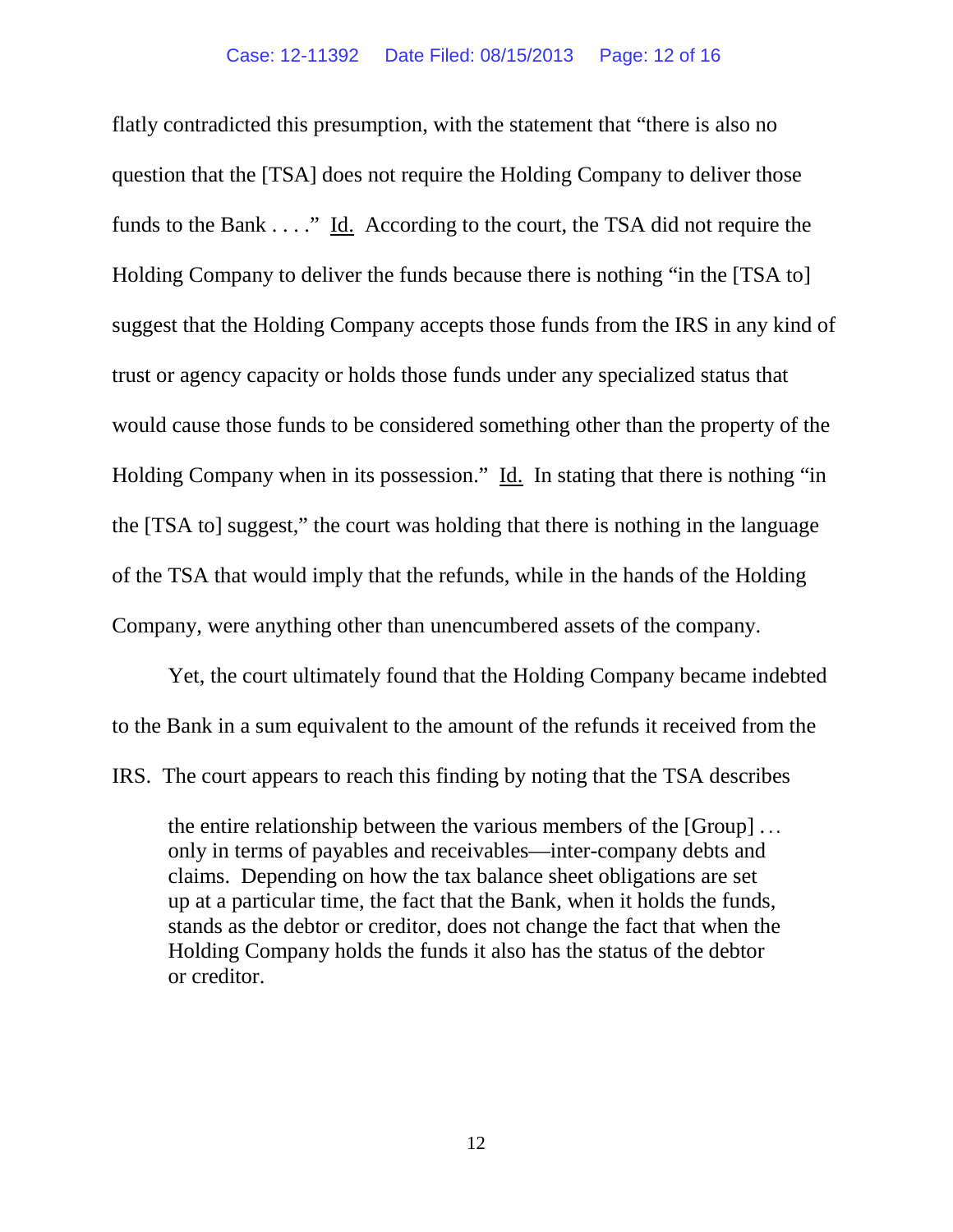flatly contradicted this presumption, with the statement that "there is also no question that the [TSA] does not require the Holding Company to deliver those funds to the Bank . . . ." Id. According to the court, the TSA did not require the Holding Company to deliver the funds because there is nothing "in the [TSA to] suggest that the Holding Company accepts those funds from the IRS in any kind of trust or agency capacity or holds those funds under any specialized status that would cause those funds to be considered something other than the property of the Holding Company when in its possession." Id. In stating that there is nothing "in the [TSA to] suggest," the court was holding that there is nothing in the language of the TSA that would imply that the refunds, while in the hands of the Holding Company, were anything other than unencumbered assets of the company.

Yet, the court ultimately found that the Holding Company became indebted to the Bank in a sum equivalent to the amount of the refunds it received from the IRS. The court appears to reach this finding by noting that the TSA describes

> the entire relationship between the various members of the [Group] . . . only in terms of payables and receivables—inter-company debts and claims. Depending on how the tax balance sheet obligations are set up at a particular time, the fact that the Bank, when it holds the funds, stands as the debtor or creditor, does not change the fact that when the Holding Company holds the funds it also has the status of the debtor or creditor.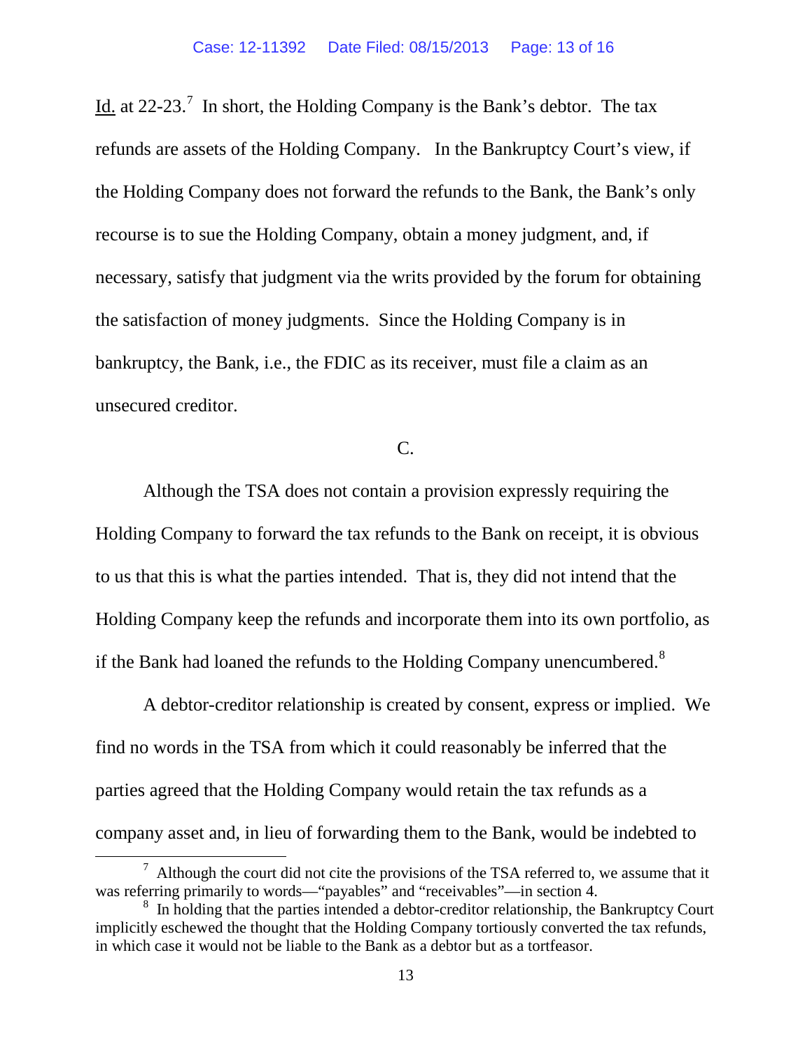Id. at 22-23.[7] In short, the Holding Company is the Bank's debtor. The tax refunds are assets of the Holding Company. In the Bankruptcy Court's view, if the Holding Company does not forward the refunds to the Bank, the Bank's only recourse is to sue the Holding Company, obtain a money judgment, and, if necessary, satisfy that judgment via the writs provided by the forum for obtaining the satisfaction of money judgments. Since the Holding Company is in bankruptcy, the Bank, i.e., the FDIC as its receiver, must file a claim as an unsecured creditor.

C.

Although the TSA does not contain a provision expressly requiring the Holding Company to forward the tax refunds to the Bank on receipt, it is obvious to us that this is what the parties intended. That is, they did not intend that the Holding Company keep the refunds and incorporate them into its own portfolio, as if the Bank had loaned the refunds to the Holding Company unencumbered.[8]

A debtor-creditor relationship is created by consent, express or implied. We find no words in the TSA from which it could reasonably be inferred that the parties agreed that the Holding Company would retain the tax refunds as a company asset and, in lieu of forwarding them to the Bank, would be indebted to

---

[7] Although the court did not cite the provisions of the TSA referred to, we assume that it was referring primarily to words—"payables" and "receivables"—in section 4.

[8] In holding that the parties intended a debtor-creditor relationship, the Bankruptcy Court implicitly eschewed the thought that the Holding Company tortiously converted the tax refunds, in which case it would not be liable to the Bank as a debtor but as a tortfeasor.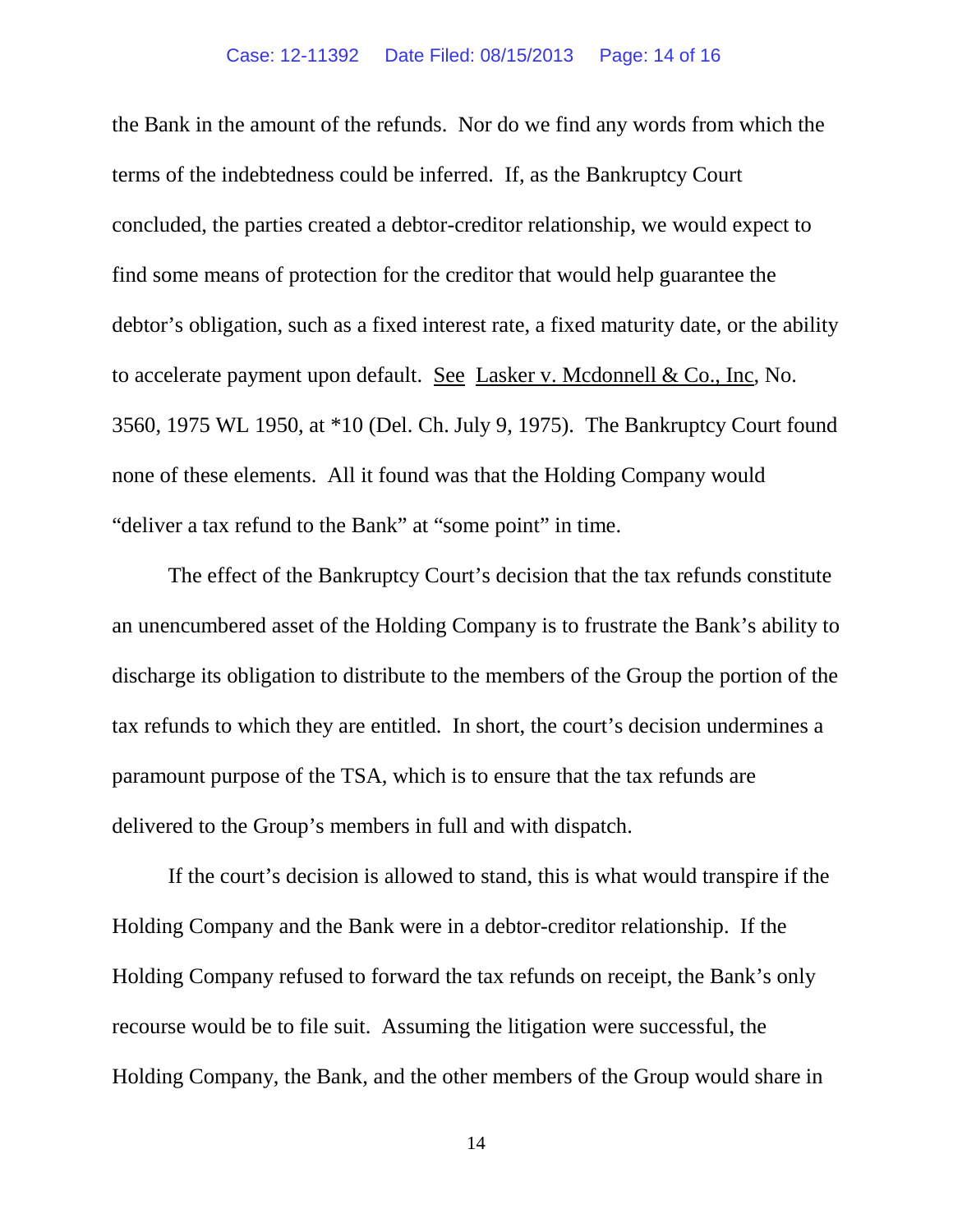the Bank in the amount of the refunds. Nor do we find any words from which the terms of the indebtedness could be inferred. If, as the Bankruptcy Court concluded, the parties created a debtor-creditor relationship, we would expect to find some means of protection for the creditor that would help guarantee the debtor's obligation, such as a fixed interest rate, a fixed maturity date, or the ability to accelerate payment upon default. See Lasker v. Mcdonnell & Co., Inc, No. 3560, 1975 WL 1950, at *10 (Del. Ch. July 9, 1975). The Bankruptcy Court found none of these elements. All it found was that the Holding Company would "deliver a tax refund to the Bank" at "some point" in time.

The effect of the Bankruptcy Court's decision that the tax refunds constitute an unencumbered asset of the Holding Company is to frustrate the Bank's ability to discharge its obligation to distribute to the members of the Group the portion of the tax refunds to which they are entitled. In short, the court's decision undermines a paramount purpose of the TSA, which is to ensure that the tax refunds are delivered to the Group's members in full and with dispatch.

If the court's decision is allowed to stand, this is what would transpire if the Holding Company and the Bank were in a debtor-creditor relationship. If the Holding Company refused to forward the tax refunds on receipt, the Bank's only recourse would be to file suit. Assuming the litigation were successful, the Holding Company, the Bank, and the other members of the Group would share in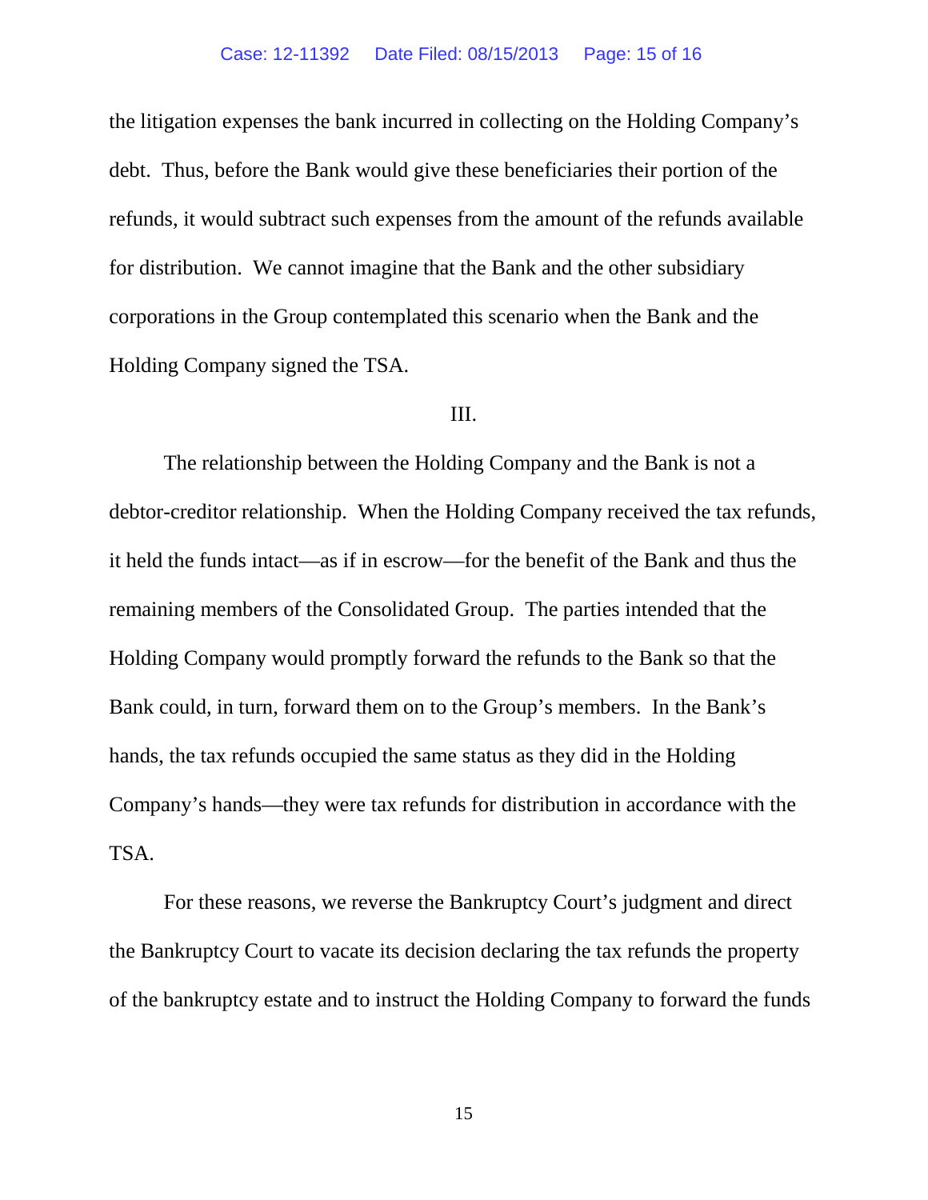the litigation expenses the bank incurred in collecting on the Holding Company's debt. Thus, before the Bank would give these beneficiaries their portion of the refunds, it would subtract such expenses from the amount of the refunds available for distribution. We cannot imagine that the Bank and the other subsidiary corporations in the Group contemplated this scenario when the Bank and the Holding Company signed the TSA.

III.

The relationship between the Holding Company and the Bank is not a debtor-creditor relationship. When the Holding Company received the tax refunds, it held the funds intact—as if in escrow—for the benefit of the Bank and thus the remaining members of the Consolidated Group. The parties intended that the Holding Company would promptly forward the refunds to the Bank so that the Bank could, in turn, forward them on to the Group's members. In the Bank's hands, the tax refunds occupied the same status as they did in the Holding Company's hands—they were tax refunds for distribution in accordance with the TSA.

For these reasons, we reverse the Bankruptcy Court's judgment and direct the Bankruptcy Court to vacate its decision declaring the tax refunds the property of the bankruptcy estate and to instruct the Holding Company to forward the funds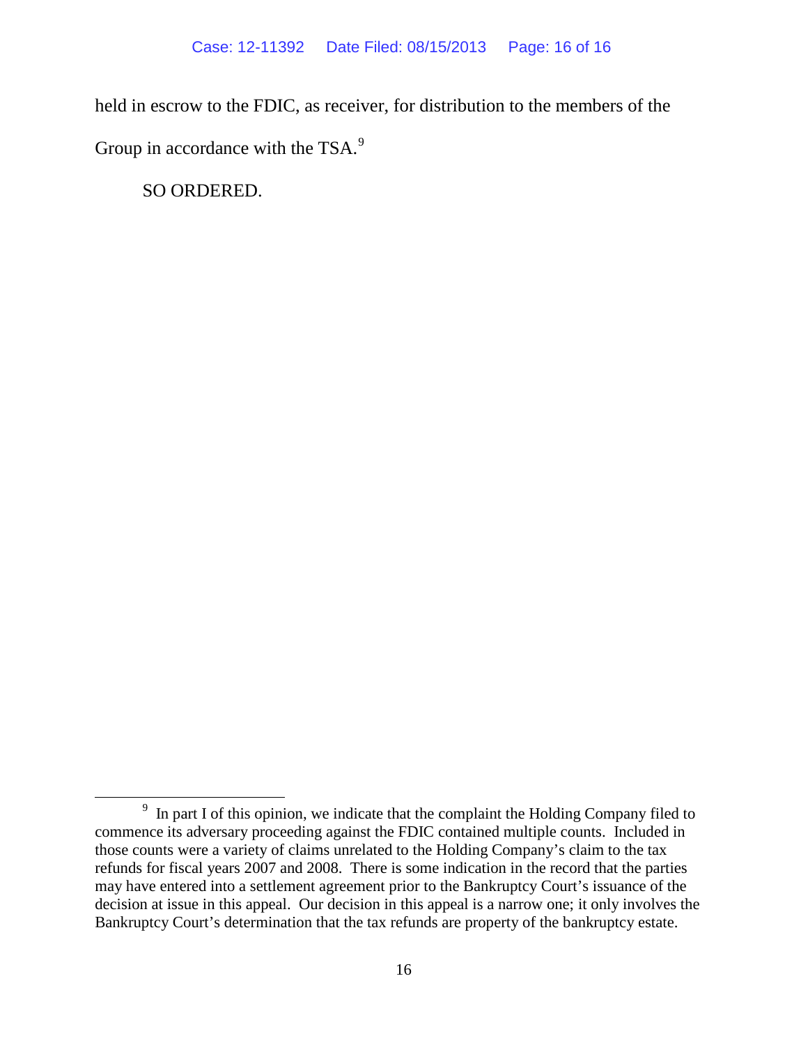held in escrow to the FDIC, as receiver, for distribution to the members of the Group in accordance with the TSA.[9]

SO ORDERED.

---

[9] In part I of this opinion, we indicate that the complaint the Holding Company filed to commence its adversary proceeding against the FDIC contained multiple counts. Included in those counts were a variety of claims unrelated to the Holding Company's claim to the tax refunds for fiscal years 2007 and 2008. There is some indication in the record that the parties may have entered into a settlement agreement prior to the Bankruptcy Court's issuance of the decision at issue in this appeal. Our decision in this appeal is a narrow one; it only involves the Bankruptcy Court's determination that the tax refunds are property of the bankruptcy estate.